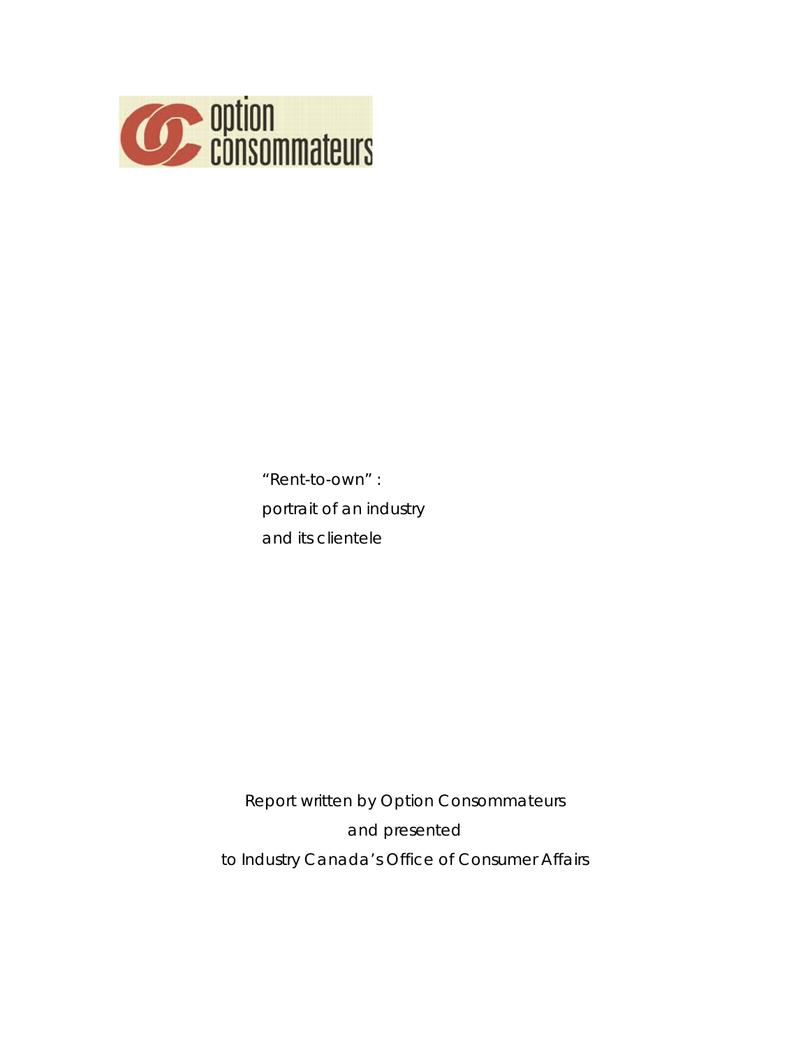option consommateurs

# "Rent-to-own" : portrait of an industry and its clientele

Report written by Option Consommateurs
and presented
to Industry Canada's Office of Consumer Affairs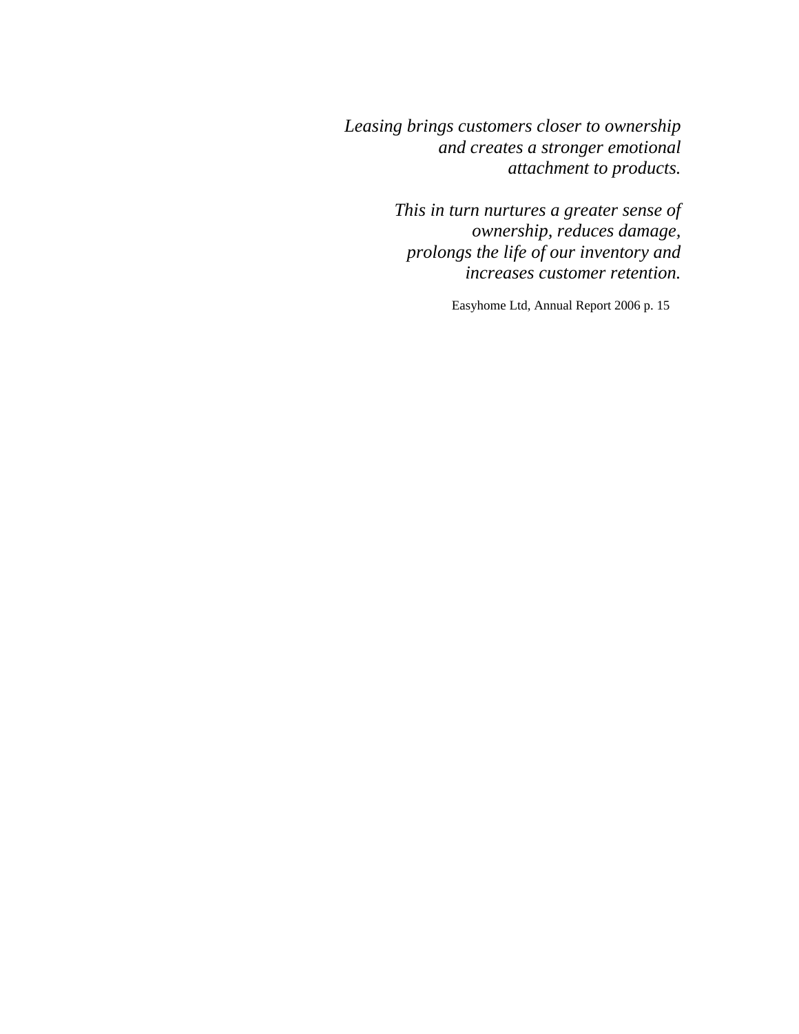*Leasing brings customers closer to ownership and creates a stronger emotional attachment to products.*

*This in turn nurtures a greater sense of ownership, reduces damage, prolongs the life of our inventory and increases customer retention.*

Easyhome Ltd, Annual Report 2006 p. 15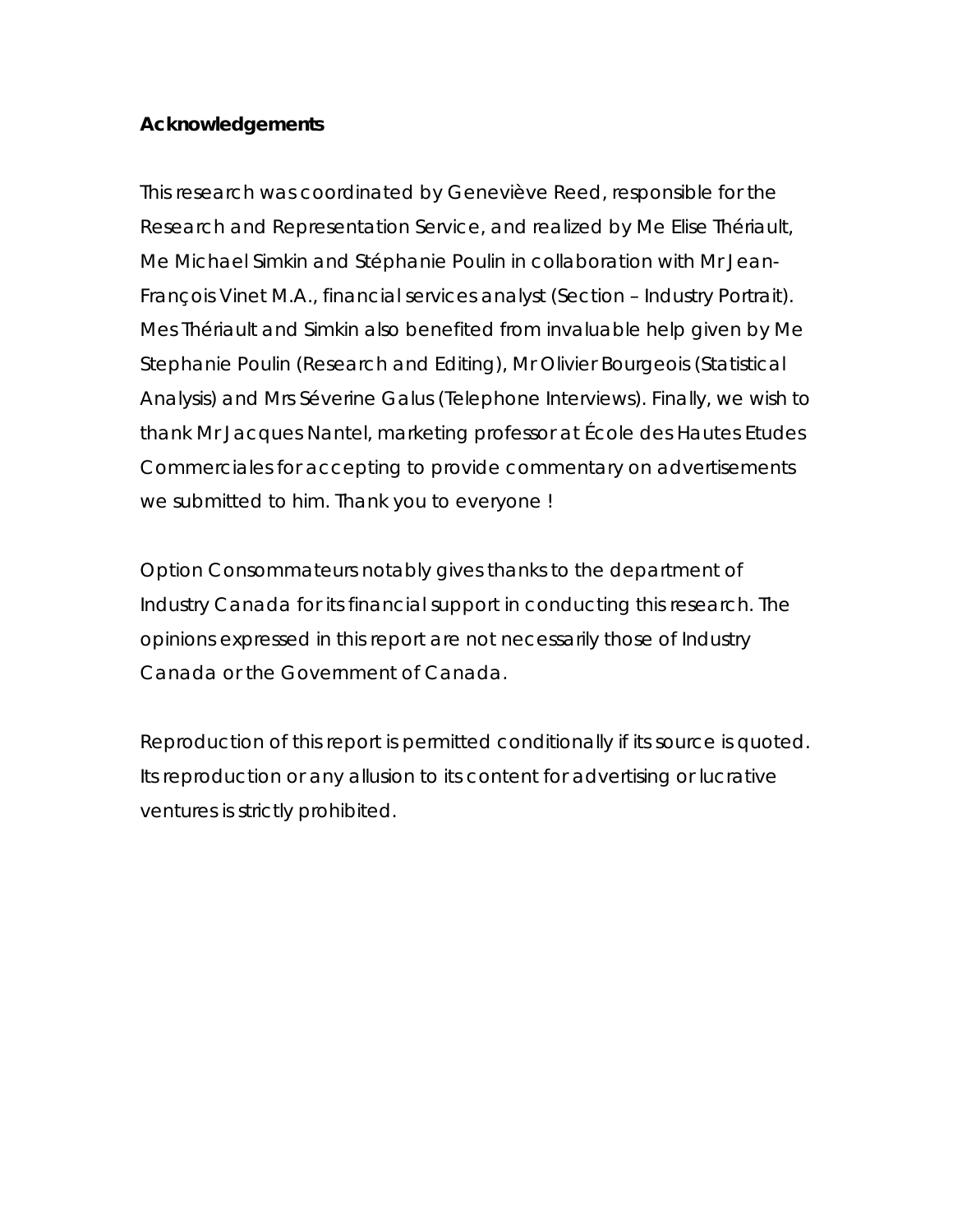**Acknowledgements**

This research was coordinated by Geneviève Reed, responsible for the Research and Representation Service, and realized by Me Elise Thériault, Me Michael Simkin and Stéphanie Poulin in collaboration with Mr Jean-François Vinet M.A., financial services analyst (Section – Industry Portrait). Mes Thériault and Simkin also benefited from invaluable help given by Me Stephanie Poulin (Research and Editing), Mr Olivier Bourgeois (Statistical Analysis) and Mrs Séverine Galus (Telephone Interviews). Finally, we wish to thank Mr Jacques Nantel, marketing professor at École des Hautes Etudes Commerciales for accepting to provide commentary on advertisements we submitted to him. Thank you to everyone !

Option Consommateurs notably gives thanks to the department of Industry Canada for its financial support in conducting this research. The opinions expressed in this report are not necessarily those of Industry Canada or the Government of Canada.

Reproduction of this report is permitted conditionally if its source is quoted. Its reproduction or any allusion to its content for advertising or lucrative ventures is strictly prohibited.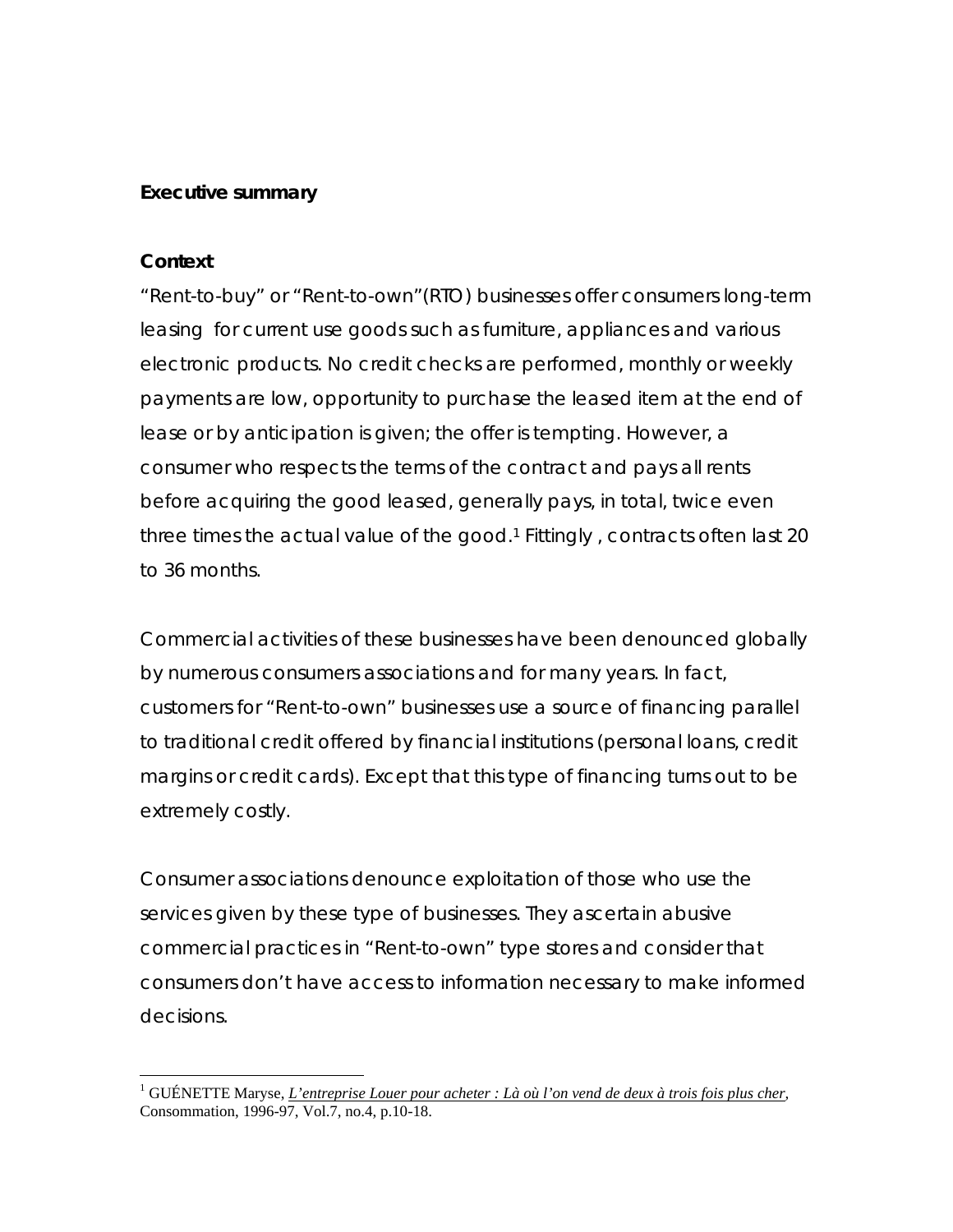**Executive summary**

**Context**

"Rent-to-buy" or "Rent-to-own"(RTO) businesses offer consumers long-term leasing  for current use goods such as furniture, appliances and various electronic products. No credit checks are performed, monthly or weekly payments are low, opportunity to purchase the leased item at the end of lease or by anticipation is given; the offer is tempting. However, a consumer who respects the terms of the contract and pays all rents before acquiring the good leased, generally pays, in total, twice even three times the actual value of the good.[1] Fittingly , contracts often last 20 to 36 months.

Commercial activities of these businesses have been denounced globally by numerous consumers associations and for many years. In fact, customers for "Rent-to-own" businesses use a source of financing parallel to traditional credit offered by financial institutions (personal loans, credit margins or credit cards). Except that this type of financing turns out to be extremely costly.

Consumer associations denounce exploitation of those who use the services given by these type of businesses. They ascertain abusive commercial practices in "Rent-to-own" type stores and consider that consumers don't have access to information necessary to make informed decisions.

---

[1] GUÉNETTE Maryse, *L'entreprise Louer pour acheter : Là où l'on vend de deux à trois fois plus cher*, Consommation, 1996-97, Vol.7, no.4, p.10-18.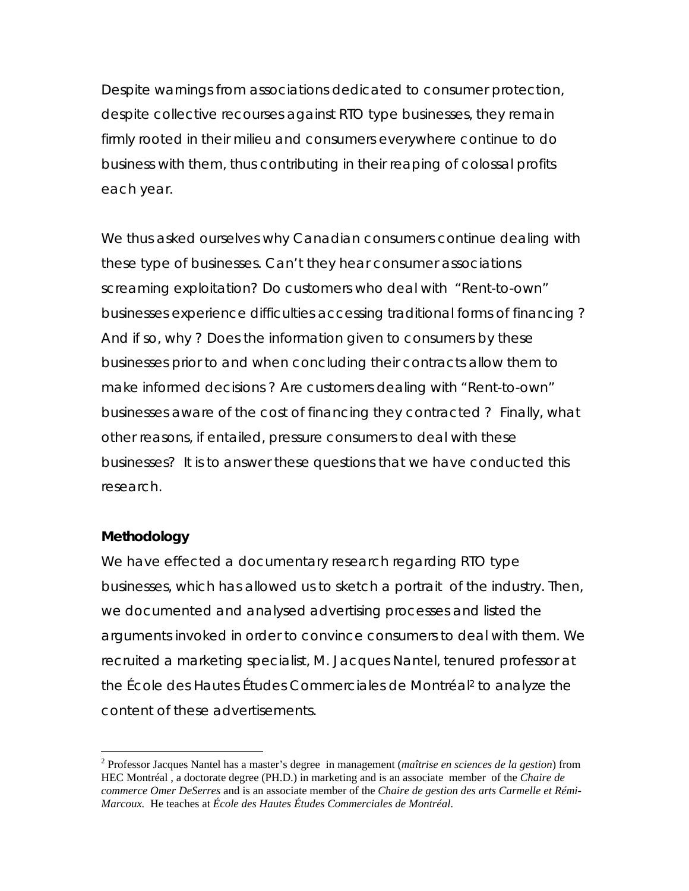Despite warnings from associations dedicated to consumer protection, despite collective recourses against RTO type businesses, they remain firmly rooted in their milieu and consumers everywhere continue to do business with them, thus contributing in their reaping of colossal profits each year.

We thus asked ourselves why Canadian consumers continue dealing with these type of businesses. Can't they hear consumer associations screaming exploitation? Do customers who deal with "Rent-to-own" businesses experience difficulties accessing traditional forms of financing ? And if so, why ? Does the information given to consumers by these businesses prior to and when concluding their contracts allow them to make informed decisions ? Are customers dealing with "Rent-to-own" businesses aware of the cost of financing they contracted ? Finally, what other reasons, if entailed, pressure consumers to deal with these businesses? It is to answer these questions that we have conducted this research.

**Methodology**

We have effected a documentary research regarding RTO type businesses, which has allowed us to sketch a portrait of the industry. Then, we documented and analysed advertising processes and listed the arguments invoked in order to convince consumers to deal with them. We recruited a marketing specialist, M. Jacques Nantel, tenured professor at the École des Hautes Études Commerciales de Montréal[2] to analyze the content of these advertisements.

---

[2] Professor Jacques Nantel has a master's degree in management (*maîtrise en sciences de la gestion*) from HEC Montréal , a doctorate degree (PH.D.) in marketing and is an associate member of the *Chaire de commerce Omer DeSerres* and is an associate member of the *Chaire de gestion des arts Carmelle et Rémi-Marcoux*. He teaches at *École des Hautes Études Commerciales de Montréal*.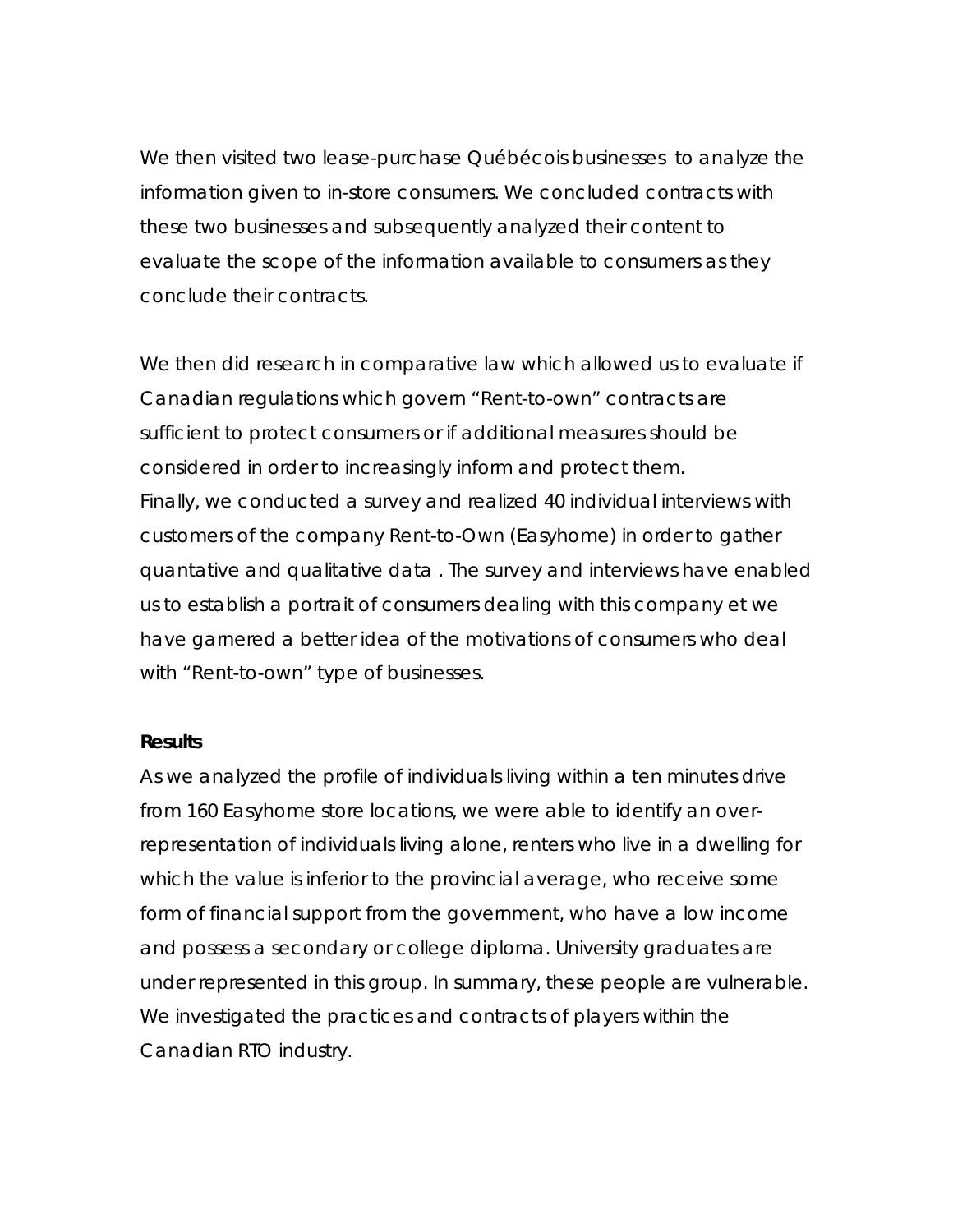We then visited two lease-purchase Québécois businesses to analyze the information given to in-store consumers. We concluded contracts with these two businesses and subsequently analyzed their content to evaluate the scope of the information available to consumers as they conclude their contracts.

We then did research in comparative law which allowed us to evaluate if Canadian regulations which govern "Rent-to-own" contracts are sufficient to protect consumers or if additional measures should be considered in order to increasingly inform and protect them.
Finally, we conducted a survey and realized 40 individual interviews with customers of the company Rent-to-Own (Easyhome) in order to gather quantative and qualitative data . The survey and interviews have enabled us to establish a portrait of consumers dealing with this company et we have garnered a better idea of the motivations of consumers who deal with "Rent-to-own" type of businesses.

**Results**

As we analyzed the profile of individuals living within a ten minutes drive from 160 Easyhome store locations, we were able to identify an over-representation of individuals living alone, renters who live in a dwelling for which the value is inferior to the provincial average, who receive some form of financial support from the government, who have a low income and possess a secondary or college diploma. University graduates are under represented in this group. In summary, these people are vulnerable. We investigated the practices and contracts of players within the Canadian RTO industry.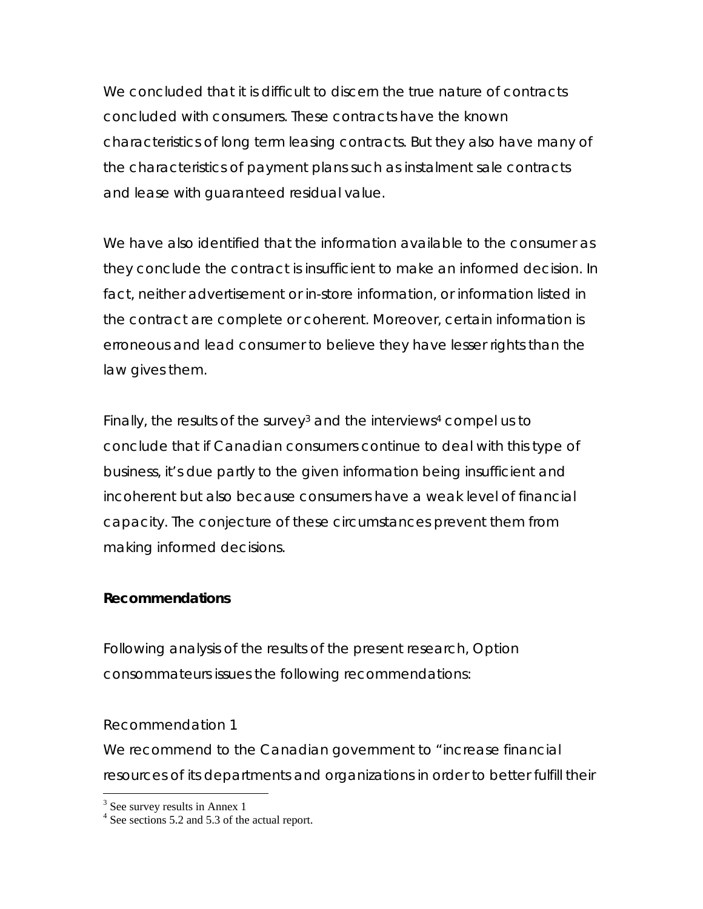We concluded that it is difficult to discern the true nature of contracts concluded with consumers. These contracts have the known characteristics of long term leasing contracts. But they also have many of the characteristics of payment plans such as instalment sale contracts and lease with guaranteed residual value.

We have also identified that the information available to the consumer as they conclude the contract is insufficient to make an informed decision. In fact, neither advertisement or in-store information, or information listed in the contract are complete or coherent. Moreover, certain information is erroneous and lead consumer to believe they have lesser rights than the law gives them.

Finally, the results of the survey[3] and the interviews[4] compel us to conclude that if Canadian consumers continue to deal with this type of business, it's due partly to the given information being insufficient and incoherent but also because consumers have a weak level of financial capacity. The conjecture of these circumstances prevent them from making informed decisions.

**Recommendations**

Following analysis of the results of the present research, Option consommateurs issues the following recommendations:

Recommendation 1

We recommend to the Canadian government to "increase financial resources of its departments and organizations in order to better fulfill their

[3] See survey results in Annex 1

[4] See sections 5.2 and 5.3 of the actual report.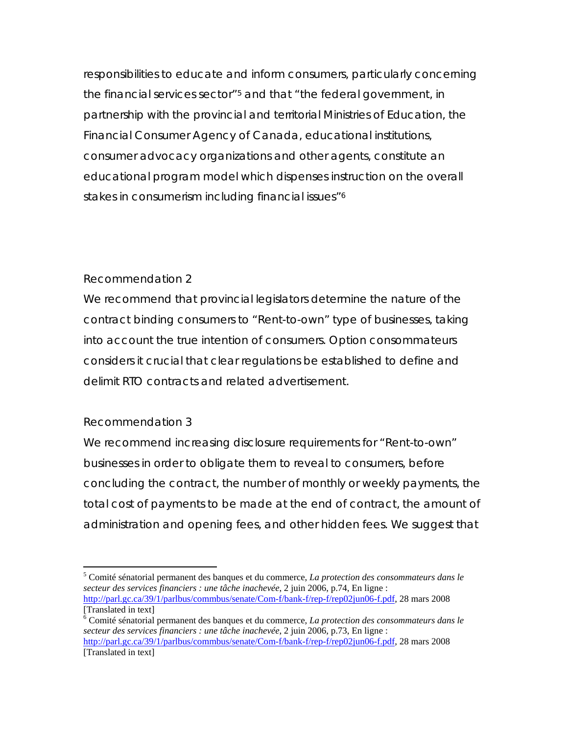responsibilities to educate and inform consumers, particularly concerning the financial services sector"[5] and that "the federal government, in partnership with the provincial and territorial Ministries of Education, the Financial Consumer Agency of Canada, educational institutions, consumer advocacy organizations and other agents, constitute an educational program model which dispenses instruction on the overall stakes in consumerism including financial issues"[6]

Recommendation 2

We recommend that provincial legislators determine the nature of the contract binding consumers to "Rent-to-own" type of businesses, taking into account the true intention of consumers. Option consommateurs considers it crucial that clear regulations be established to define and delimit RTO contracts and related advertisement.

Recommendation 3

We recommend increasing disclosure requirements for "Rent-to-own" businesses in order to obligate them to reveal to consumers, before concluding the contract, the number of monthly or weekly payments, the total cost of payments to be made at the end of contract, the amount of administration and opening fees, and other hidden fees. We suggest that

---

[5] Comité sénatorial permanent des banques et du commerce, *La protection des consommateurs dans le secteur des services financiers : une tâche inachevée*, 2 juin 2006, p.74, En ligne : http://parl.gc.ca/39/1/parlbus/commbus/senate/Com-f/bank-f/rep-f/rep02jun06-f.pdf, 28 mars 2008 [Translated in text]

[6] Comité sénatorial permanent des banques et du commerce, *La protection des consommateurs dans le secteur des services financiers : une tâche inachevée*, 2 juin 2006, p.73, En ligne : http://parl.gc.ca/39/1/parlbus/commbus/senate/Com-f/bank-f/rep-f/rep02jun06-f.pdf, 28 mars 2008 [Translated in text]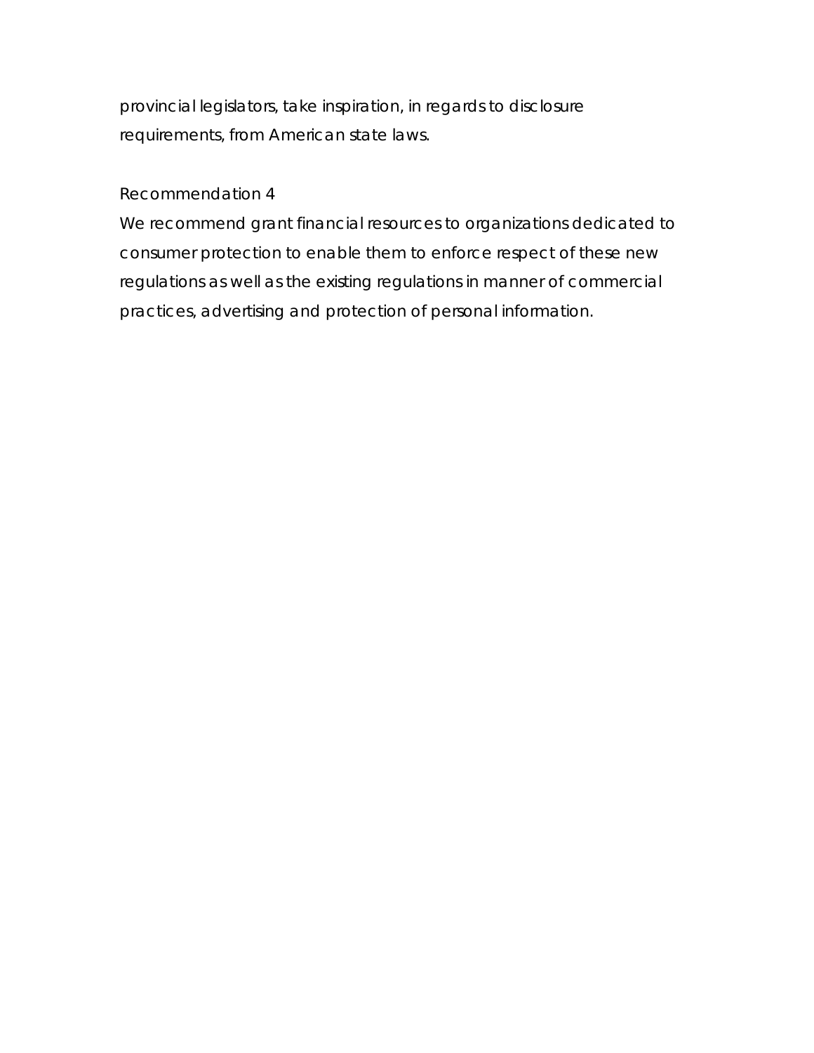provincial legislators, take inspiration, in regards to disclosure requirements, from American state laws.

Recommendation 4

We recommend grant financial resources to organizations dedicated to consumer protection to enable them to enforce respect of these new regulations as well as the existing regulations in manner of commercial practices, advertising and protection of personal information.